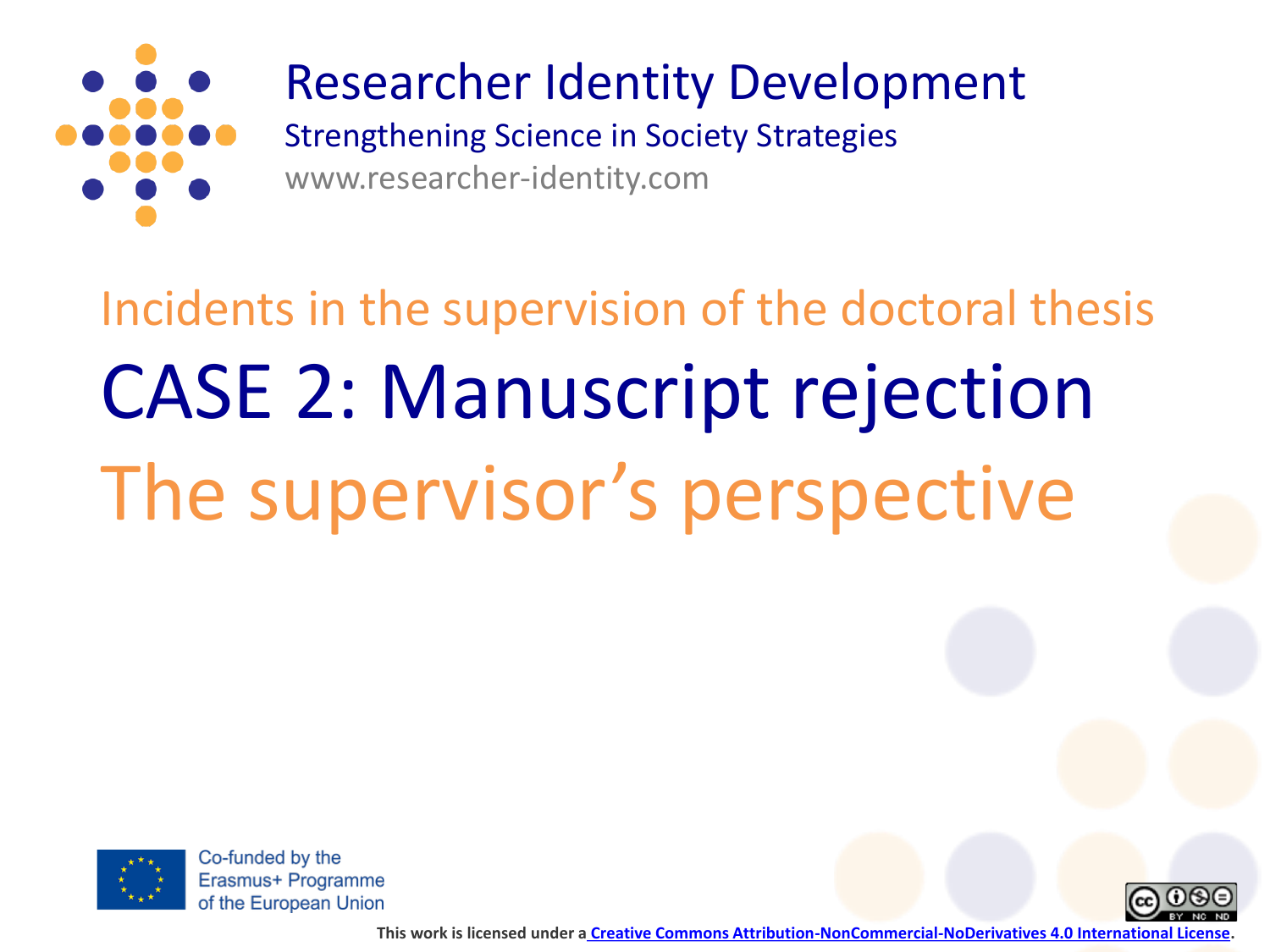# Researcher Identity Development

Strengthening Science in Society Strategies

www.researcher-identity.com

## Incidents in the supervision of the doctoral thesis

# CASE 2: Manuscript rejection

## The supervisor's perspective

Co-funded by the Erasmus+ Programme of the European Union

**This work is licensed under a Creative Commons Attribution-NonCommercial-NoDerivatives 4.0 International License.**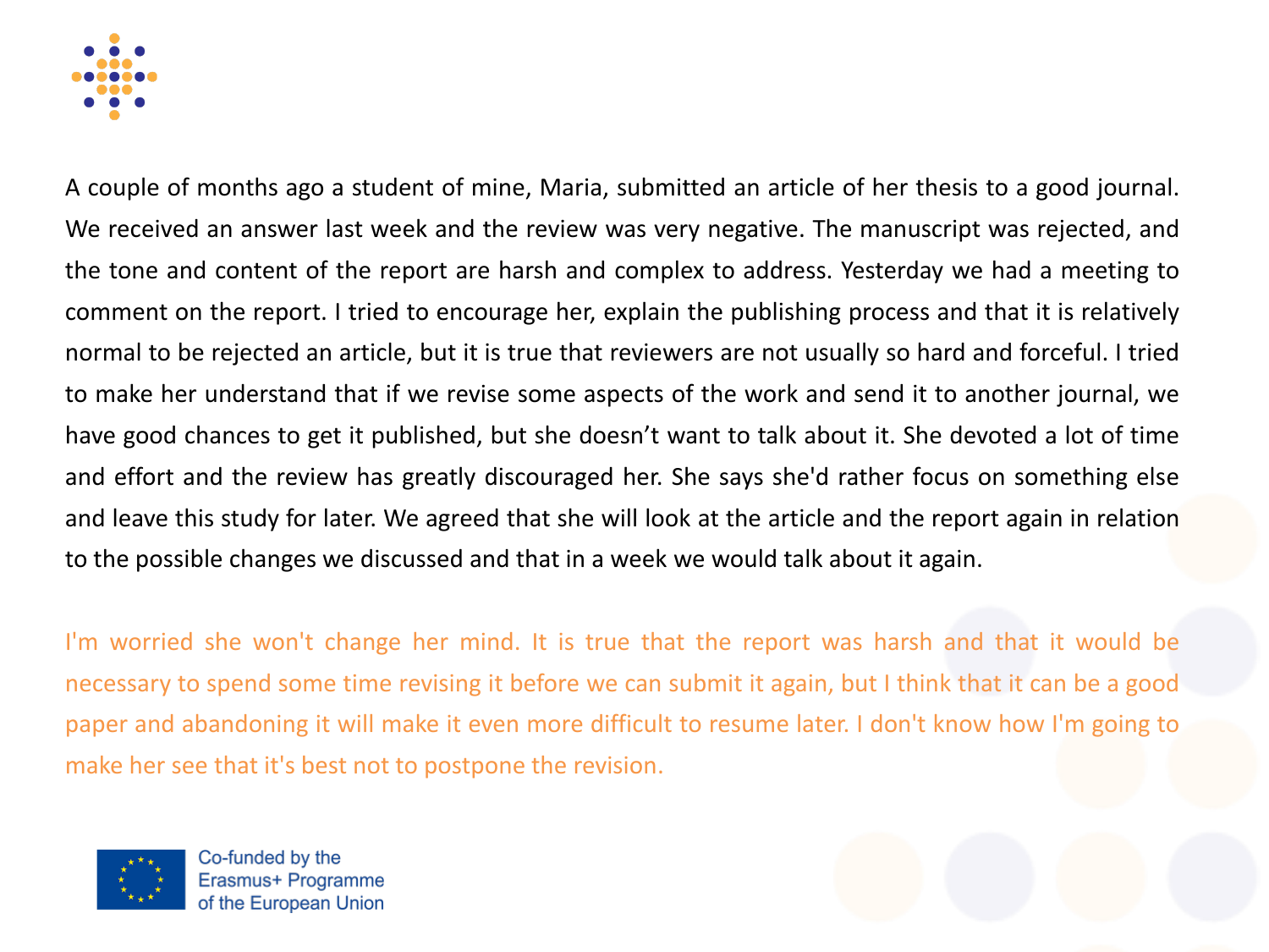A couple of months ago a student of mine, Maria, submitted an article of her thesis to a good journal. We received an answer last week and the review was very negative. The manuscript was rejected, and the tone and content of the report are harsh and complex to address. Yesterday we had a meeting to comment on the report. I tried to encourage her, explain the publishing process and that it is relatively normal to be rejected an article, but it is true that reviewers are not usually so hard and forceful. I tried to make her understand that if we revise some aspects of the work and send it to another journal, we have good chances to get it published, but she doesn't want to talk about it. She devoted a lot of time and effort and the review has greatly discouraged her. She says she'd rather focus on something else and leave this study for later. We agreed that she will look at the article and the report again in relation to the possible changes we discussed and that in a week we would talk about it again.

I'm worried she won't change her mind. It is true that the report was harsh and that it would be necessary to spend some time revising it before we can submit it again, but I think that it can be a good paper and abandoning it will make it even more difficult to resume later. I don't know how I'm going to make her see that it's best not to postpone the revision.

Co-funded by the Erasmus+ Programme of the European Union